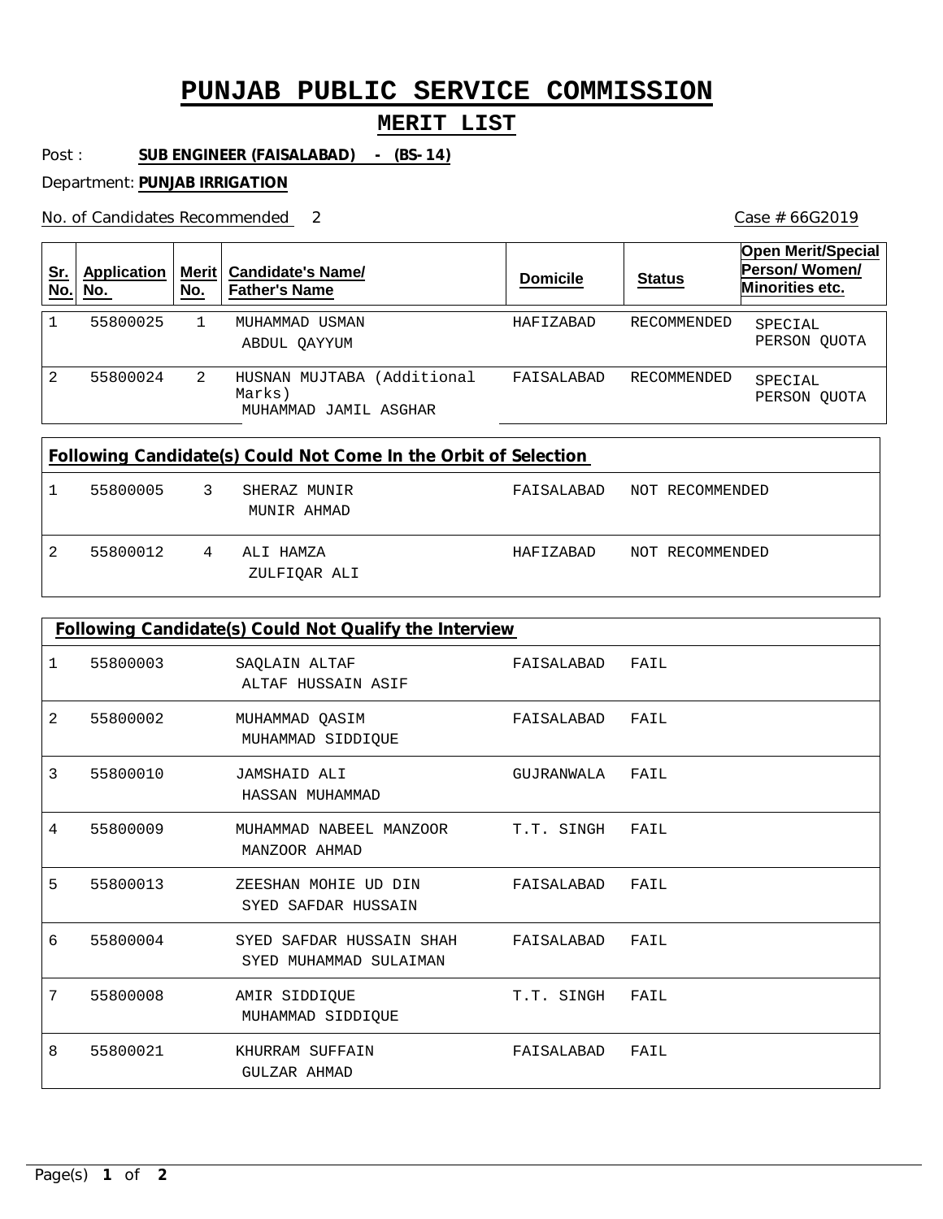# PUNJAB PUBLIC SERVICE COMMISSION

## MERIT LIST

Post : **SUB ENGINEER (FAISALABAD) - (BS-14)**

Department: **PUNJAB IRRIGATION**

No. of Candidates Recommended 2

Case # 66G2019

| Sr. No. | Application No. | Merit No. | Candidate's Name/ Father's Name | Domicile | Status | Open Merit/Special Person/ Women/ Minorities etc. |
|---|---|---|---|---|---|---|
| 1 | 55800025 | 1 | MUHAMMAD USMAN<br>ABDUL QAYYUM | HAFIZABAD | RECOMMENDED | SPECIAL PERSON QUOTA |
| 2 | 55800024 | 2 | HUSNAN MUJTABA (Additional Marks)<br>MUHAMMAD JAMIL ASGHAR | FAISALABAD | RECOMMENDED | SPECIAL PERSON QUOTA |

**Following Candidate(s) Could Not Come In the Orbit of Selection**

| | | | | | |
|---|---|---|---|---|---|
| 1 | 55800005 | 3 | SHERAZ MUNIR<br>MUNIR AHMAD | FAISALABAD | NOT RECOMMENDED |
| 2 | 55800012 | 4 | ALI HAMZA<br>ZULFIQAR ALI | HAFIZABAD | NOT RECOMMENDED |

**Following Candidate(s) Could Not Qualify the Interview**

| | | | | |
|---|---|---|---|---|
| 1 | 55800003 | SAQLAIN ALTAF<br>ALTAF HUSSAIN ASIF | FAISALABAD | FAIL |
| 2 | 55800002 | MUHAMMAD QASIM<br>MUHAMMAD SIDDIQUE | FAISALABAD | FAIL |
| 3 | 55800010 | JAMSHAID ALI<br>HASSAN MUHAMMAD | GUJRANWALA | FAIL |
| 4 | 55800009 | MUHAMMAD NABEEL MANZOOR<br>MANZOOR AHMAD | T.T. SINGH | FAIL |
| 5 | 55800013 | ZEESHAN MOHIE UD DIN<br>SYED SAFDAR HUSSAIN | FAISALABAD | FAIL |
| 6 | 55800004 | SYED SAFDAR HUSSAIN SHAH<br>SYED MUHAMMAD SULAIMAN | FAISALABAD | FAIL |
| 7 | 55800008 | AMIR SIDDIQUE<br>MUHAMMAD SIDDIQUE | T.T. SINGH | FAIL |
| 8 | 55800021 | KHURRAM SUFFAIN<br>GULZAR AHMAD | FAISALABAD | FAIL |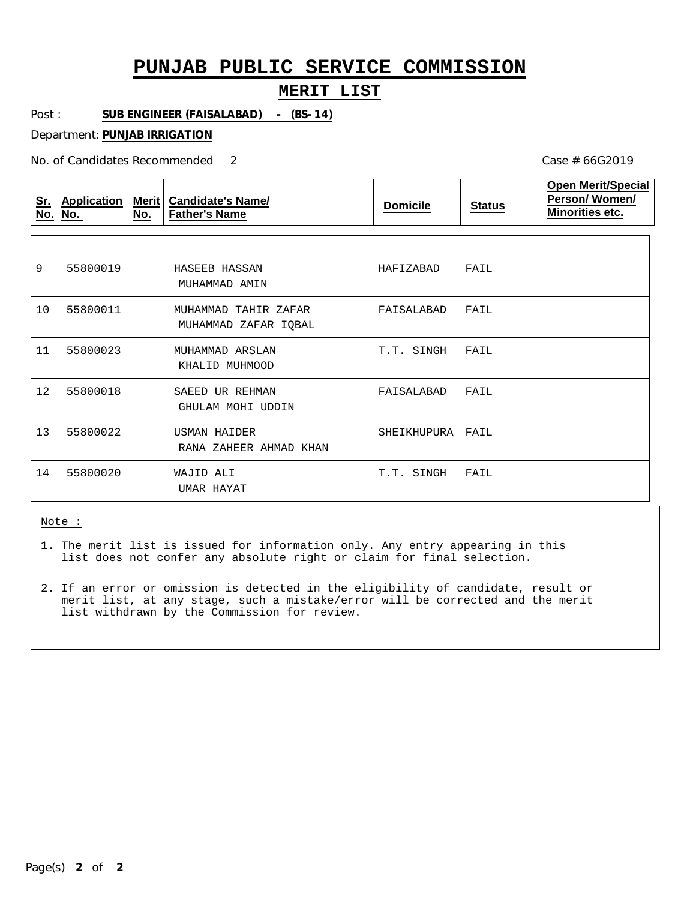# PUNJAB PUBLIC SERVICE COMMISSION

## MERIT LIST

Post : **SUB ENGINEER (FAISALABAD) - (BS-14)**

Department: **PUNJAB IRRIGATION**

No. of Candidates Recommended 2

Case # 66G2019

| Sr. No. | Application No. | Merit No. | Candidate's Name/ Father's Name | Domicile | Status | Open Merit/Special Person/ Women/ Minorities etc. |
|---|---|---|---|---|---|---|
| 9 | 55800019 | | HASEEB HASSAN<br>MUHAMMAD AMIN | HAFIZABAD | FAIL | |
| 10 | 55800011 | | MUHAMMAD TAHIR ZAFAR<br>MUHAMMAD ZAFAR IQBAL | FAISALABAD | FAIL | |
| 11 | 55800023 | | MUHAMMAD ARSLAN<br>KHALID MUHMOOD | T.T. SINGH | FAIL | |
| 12 | 55800018 | | SAEED UR REHMAN<br>GHULAM MOHI UDDIN | FAISALABAD | FAIL | |
| 13 | 55800022 | | USMAN HAIDER<br>RANA ZAHEER AHMAD KHAN | SHEIKHUPURA | FAIL | |
| 14 | 55800020 | | WAJID ALI<br>UMAR HAYAT | T.T. SINGH | FAIL | |

Note :

1. The merit list is issued for information only. Any entry appearing in this list does not confer any absolute right or claim for final selection.
2. If an error or omission is detected in the eligibility of candidate, result or merit list, at any stage, such a mistake/error will be corrected and the merit list withdrawn by the Commission for review.